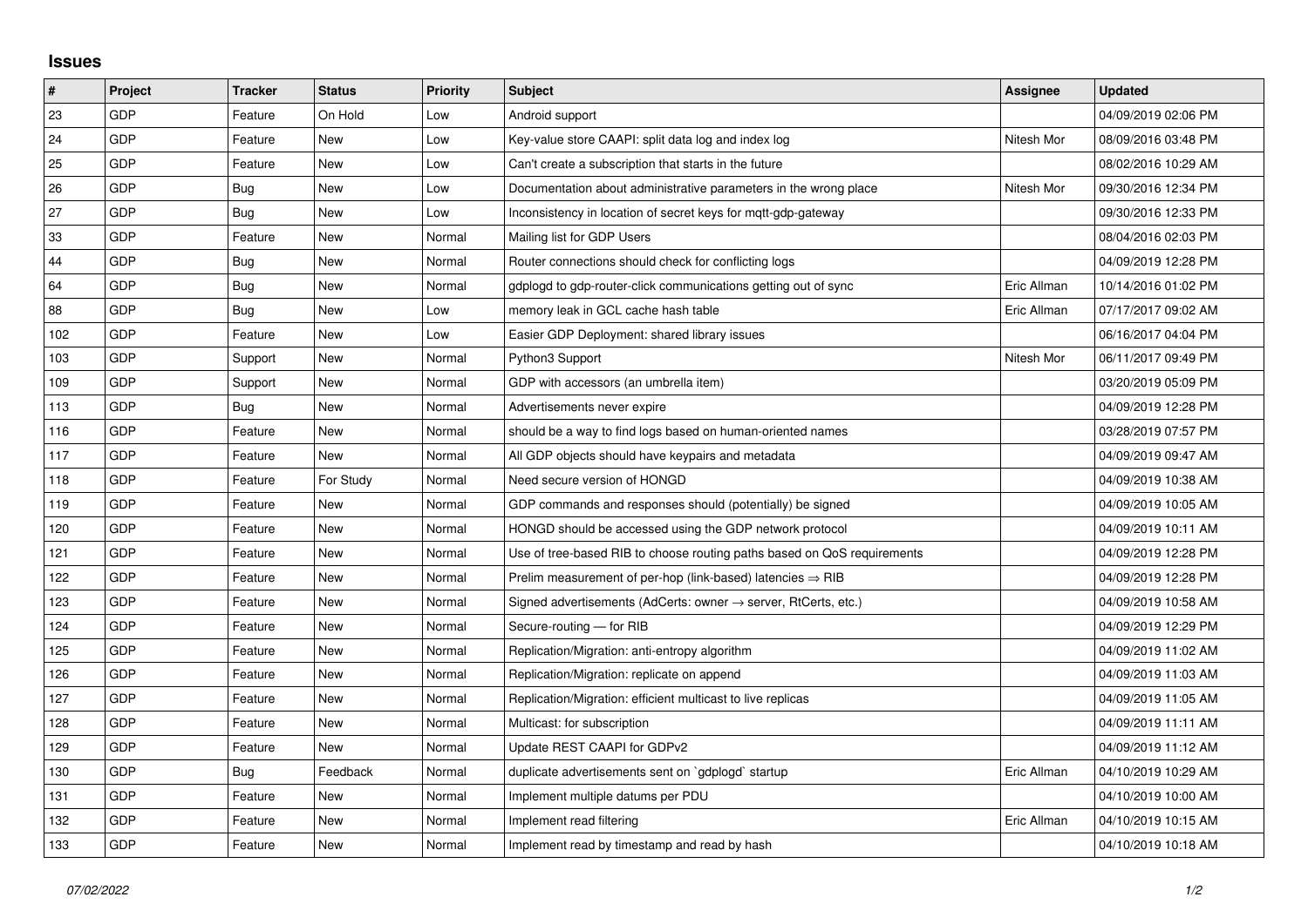## Issues

| # | Project | Tracker | Status | Priority | Subject | Assignee | Updated |
|---|---|---|---|---|---|---|---|
| 23 | GDP | Feature | On Hold | Low | Android support | | 04/09/2019 02:06 PM |
| 24 | GDP | Feature | New | Low | Key-value store CAAPI: split data log and index log | Nitesh Mor | 08/09/2016 03:48 PM |
| 25 | GDP | Feature | New | Low | Can't create a subscription that starts in the future | | 08/02/2016 10:29 AM |
| 26 | GDP | Bug | New | Low | Documentation about administrative parameters in the wrong place | Nitesh Mor | 09/30/2016 12:34 PM |
| 27 | GDP | Bug | New | Low | Inconsistency in location of secret keys for mqtt-gdp-gateway | | 09/30/2016 12:33 PM |
| 33 | GDP | Feature | New | Normal | Mailing list for GDP Users | | 08/04/2016 02:03 PM |
| 44 | GDP | Bug | New | Normal | Router connections should check for conflicting logs | | 04/09/2019 12:28 PM |
| 64 | GDP | Bug | New | Normal | gdplogd to gdp-router-click communications getting out of sync | Eric Allman | 10/14/2016 01:02 PM |
| 88 | GDP | Bug | New | Low | memory leak in GCL cache hash table | Eric Allman | 07/17/2017 09:02 AM |
| 102 | GDP | Feature | New | Low | Easier GDP Deployment: shared library issues | | 06/16/2017 04:04 PM |
| 103 | GDP | Support | New | Normal | Python3 Support | Nitesh Mor | 06/11/2017 09:49 PM |
| 109 | GDP | Support | New | Normal | GDP with accessors (an umbrella item) | | 03/20/2019 05:09 PM |
| 113 | GDP | Bug | New | Normal | Advertisements never expire | | 04/09/2019 12:28 PM |
| 116 | GDP | Feature | New | Normal | should be a way to find logs based on human-oriented names | | 03/28/2019 07:57 PM |
| 117 | GDP | Feature | New | Normal | All GDP objects should have keypairs and metadata | | 04/09/2019 09:47 AM |
| 118 | GDP | Feature | For Study | Normal | Need secure version of HONGD | | 04/09/2019 10:38 AM |
| 119 | GDP | Feature | New | Normal | GDP commands and responses should (potentially) be signed | | 04/09/2019 10:05 AM |
| 120 | GDP | Feature | New | Normal | HONGD should be accessed using the GDP network protocol | | 04/09/2019 10:11 AM |
| 121 | GDP | Feature | New | Normal | Use of tree-based RIB to choose routing paths based on QoS requirements | | 04/09/2019 12:28 PM |
| 122 | GDP | Feature | New | Normal | Prelim measurement of per-hop (link-based) latencies ⇒ RIB | | 04/09/2019 12:28 PM |
| 123 | GDP | Feature | New | Normal | Signed advertisements (AdCerts: owner → server, RtCerts, etc.) | | 04/09/2019 10:58 AM |
| 124 | GDP | Feature | New | Normal | Secure-routing — for RIB | | 04/09/2019 12:29 PM |
| 125 | GDP | Feature | New | Normal | Replication/Migration: anti-entropy algorithm | | 04/09/2019 11:02 AM |
| 126 | GDP | Feature | New | Normal | Replication/Migration: replicate on append | | 04/09/2019 11:03 AM |
| 127 | GDP | Feature | New | Normal | Replication/Migration: efficient multicast to live replicas | | 04/09/2019 11:05 AM |
| 128 | GDP | Feature | New | Normal | Multicast: for subscription | | 04/09/2019 11:11 AM |
| 129 | GDP | Feature | New | Normal | Update REST CAAPI for GDPv2 | | 04/09/2019 11:12 AM |
| 130 | GDP | Bug | Feedback | Normal | duplicate advertisements sent on `gdplogd` startup | Eric Allman | 04/10/2019 10:29 AM |
| 131 | GDP | Feature | New | Normal | Implement multiple datums per PDU | | 04/10/2019 10:00 AM |
| 132 | GDP | Feature | New | Normal | Implement read filtering | Eric Allman | 04/10/2019 10:15 AM |
| 133 | GDP | Feature | New | Normal | Implement read by timestamp and read by hash | | 04/10/2019 10:18 AM |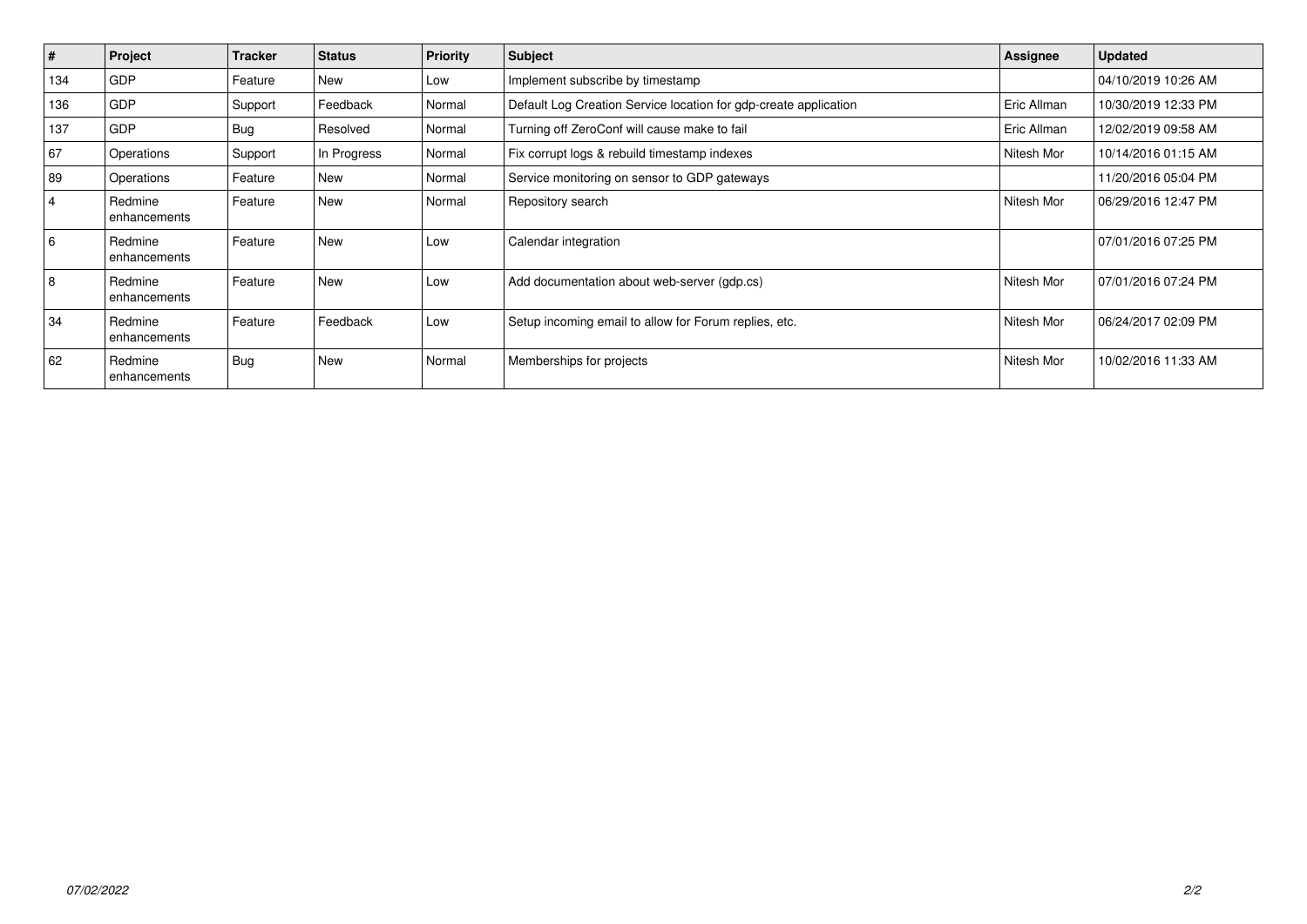| # | Project | Tracker | Status | Priority | Subject | Assignee | Updated |
|---|---|---|---|---|---|---|---|
| 134 | GDP | Feature | New | Low | Implement subscribe by timestamp | | 04/10/2019 10:26 AM |
| 136 | GDP | Support | Feedback | Normal | Default Log Creation Service location for gdp-create application | Eric Allman | 10/30/2019 12:33 PM |
| 137 | GDP | Bug | Resolved | Normal | Turning off ZeroConf will cause make to fail | Eric Allman | 12/02/2019 09:58 AM |
| 67 | Operations | Support | In Progress | Normal | Fix corrupt logs & rebuild timestamp indexes | Nitesh Mor | 10/14/2016 01:15 AM |
| 89 | Operations | Feature | New | Normal | Service monitoring on sensor to GDP gateways | | 11/20/2016 05:04 PM |
| 4 | Redmine enhancements | Feature | New | Normal | Repository search | Nitesh Mor | 06/29/2016 12:47 PM |
| 6 | Redmine enhancements | Feature | New | Low | Calendar integration | | 07/01/2016 07:25 PM |
| 8 | Redmine enhancements | Feature | New | Low | Add documentation about web-server (gdp.cs) | Nitesh Mor | 07/01/2016 07:24 PM |
| 34 | Redmine enhancements | Feature | Feedback | Low | Setup incoming email to allow for Forum replies, etc. | Nitesh Mor | 06/24/2017 02:09 PM |
| 62 | Redmine enhancements | Bug | New | Normal | Memberships for projects | Nitesh Mor | 10/02/2016 11:33 AM |

*07/02/2022*